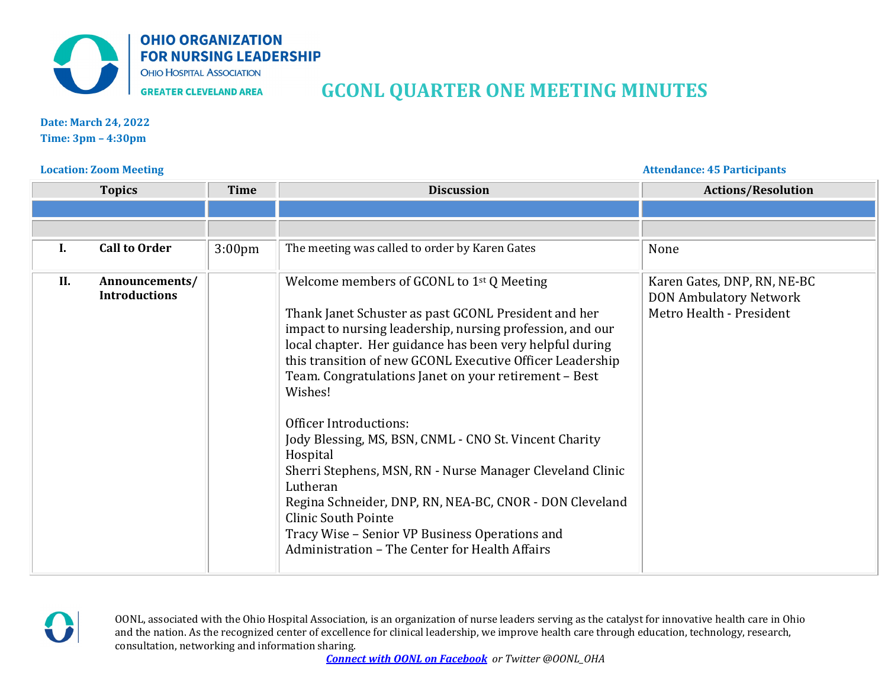**OHIO ORGANIZATION FOR NURSING LEADERSHIP**
OHIO HOSPITAL ASSOCIATION
GREATER CLEVELAND AREA

# GCONL QUARTER ONE MEETING MINUTES

**Date: March 24, 2022**
**Time: 3pm – 4:30pm**

**Location: Zoom Meeting**

**Attendance: 45 Participants**

| Topics | Time | Discussion | Actions/Resolution |
|---|---|---|---|
| | | | |
| | | | |
| **I. Call to Order** | 3:00pm | The meeting was called to order by Karen Gates | None |
| **II. Announcements/ Introductions** | | Welcome members of GCONL to 1st Q Meeting<br><br>Thank Janet Schuster as past GCONL President and her impact to nursing leadership, nursing profession, and our local chapter. Her guidance has been very helpful during this transition of new GCONL Executive Officer Leadership Team. Congratulations Janet on your retirement – Best Wishes!<br><br>Officer Introductions:<br>Jody Blessing, MS, BSN, CNML - CNO St. Vincent Charity Hospital<br>Sherri Stephens, MSN, RN - Nurse Manager Cleveland Clinic Lutheran<br>Regina Schneider, DNP, RN, NEA-BC, CNOR - DON Cleveland Clinic South Pointe<br>Tracy Wise – Senior VP Business Operations and Administration – The Center for Health Affairs | Karen Gates, DNP, RN, NE-BC<br>DON Ambulatory Network<br>Metro Health - President |

OONL, associated with the Ohio Hospital Association, is an organization of nurse leaders serving as the catalyst for innovative health care in Ohio and the nation. As the recognized center of excellence for clinical leadership, we improve health care through education, technology, research, consultation, networking and information sharing.

***Connect with OONL on Facebook*** *or Twitter @OONL_OHA*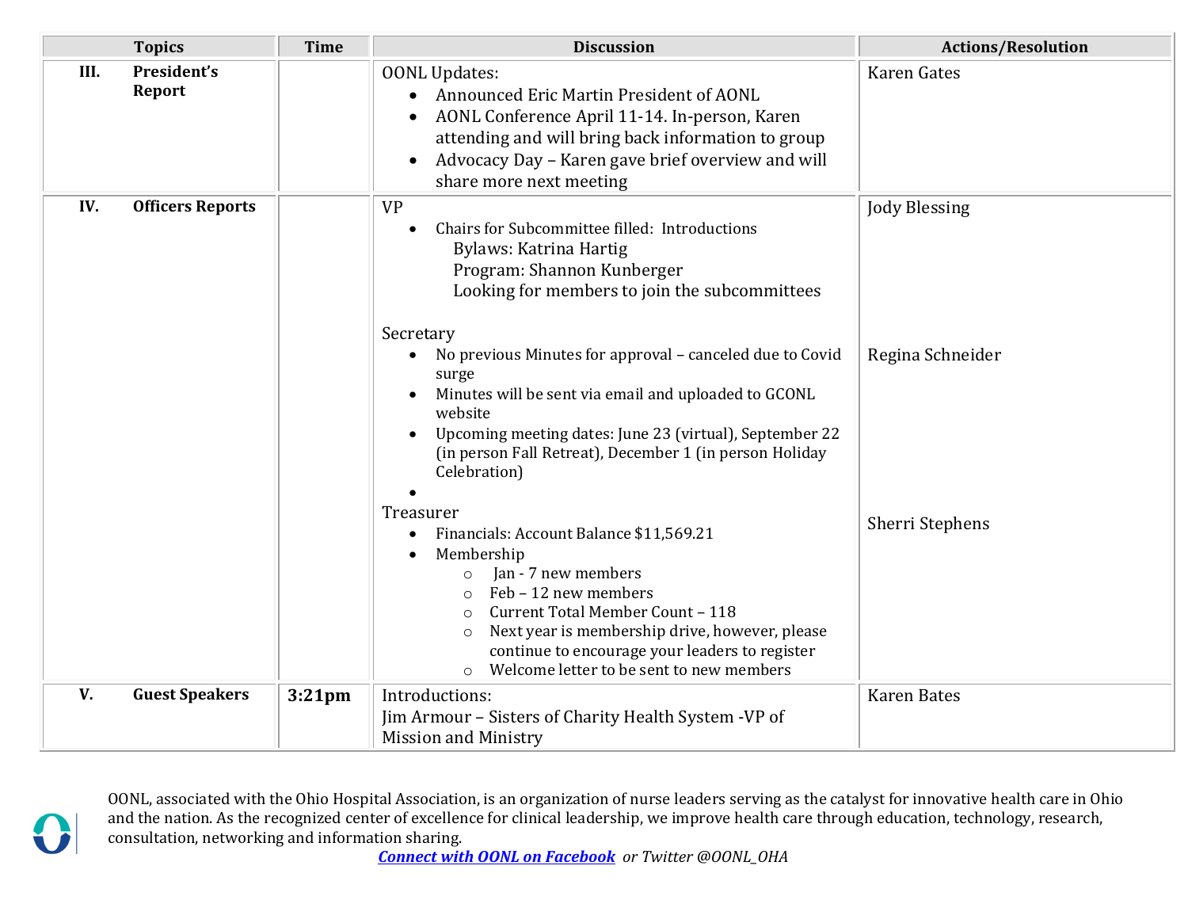| Topics | Time | Discussion | Actions/Resolution |
|---|---|---|---|
| III. **President's Report** | | OONL Updates:<br>• Announced Eric Martin President of AONL<br>• AONL Conference April 11-14. In-person, Karen attending and will bring back information to group<br>• Advocacy Day – Karen gave brief overview and will share more next meeting | Karen Gates |
| IV. **Officers Reports** | | VP<br>• Chairs for Subcommittee filled: Introductions<br>Bylaws: Katrina Hartig<br>Program: Shannon Kunberger<br>Looking for members to join the subcommittees | Jody Blessing |
| | | Secretary<br>• No previous Minutes for approval – canceled due to Covid surge<br>• Minutes will be sent via email and uploaded to GCONL website<br>• Upcoming meeting dates: June 23 (virtual), September 22 (in person Fall Retreat), December 1 (in person Holiday Celebration)<br>• | Regina Schneider |
| | | Treasurer<br>• Financials: Account Balance $11,569.21<br>• Membership<br>○ Jan - 7 new members<br>○ Feb – 12 new members<br>○ Current Total Member Count – 118<br>○ Next year is membership drive, however, please continue to encourage your leaders to register<br>○ Welcome letter to be sent to new members | Sherri Stephens |
| V. **Guest Speakers** | **3:21pm** | Introductions:<br>Jim Armour – Sisters of Charity Health System -VP of Mission and Ministry | Karen Bates |

OONL, associated with the Ohio Hospital Association, is an organization of nurse leaders serving as the catalyst for innovative health care in Ohio and the nation. As the recognized center of excellence for clinical leadership, we improve health care through education, technology, research, consultation, networking and information sharing.

***Connect with OONL on Facebook*** *or Twitter @OONL_OHA*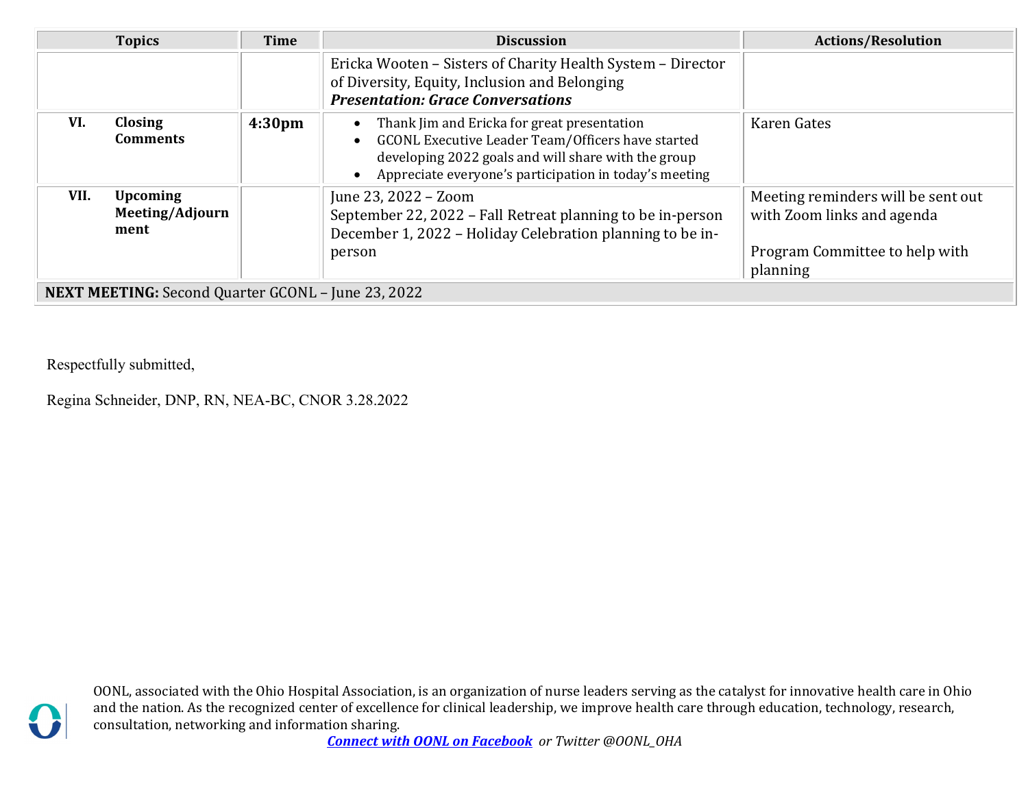| Topics | Time | Discussion | Actions/Resolution |
|---|---|---|---|
| | | Ericka Wooten – Sisters of Charity Health System – Director of Diversity, Equity, Inclusion and Belonging<br>***Presentation: Grace Conversations*** | |
| **VI. Closing Comments** | **4:30pm** | • Thank Jim and Ericka for great presentation<br>• GCONL Executive Leader Team/Officers have started developing 2022 goals and will share with the group<br>• Appreciate everyone's participation in today's meeting | Karen Gates |
| **VII. Upcoming Meeting/Adjournment** | | June 23, 2022 – Zoom<br>September 22, 2022 – Fall Retreat planning to be in-person<br>December 1, 2022 – Holiday Celebration planning to be in-person | Meeting reminders will be sent out with Zoom links and agenda<br><br>Program Committee to help with planning |
| **NEXT MEETING:** Second Quarter GCONL – June 23, 2022 | | | |

Respectfully submitted,

Regina Schneider, DNP, RN, NEA-BC, CNOR 3.28.2022

OONL, associated with the Ohio Hospital Association, is an organization of nurse leaders serving as the catalyst for innovative health care in Ohio and the nation. As the recognized center of excellence for clinical leadership, we improve health care through education, technology, research, consultation, networking and information sharing.

***Connect with OONL on Facebook*** *or Twitter @OONL_OHA*